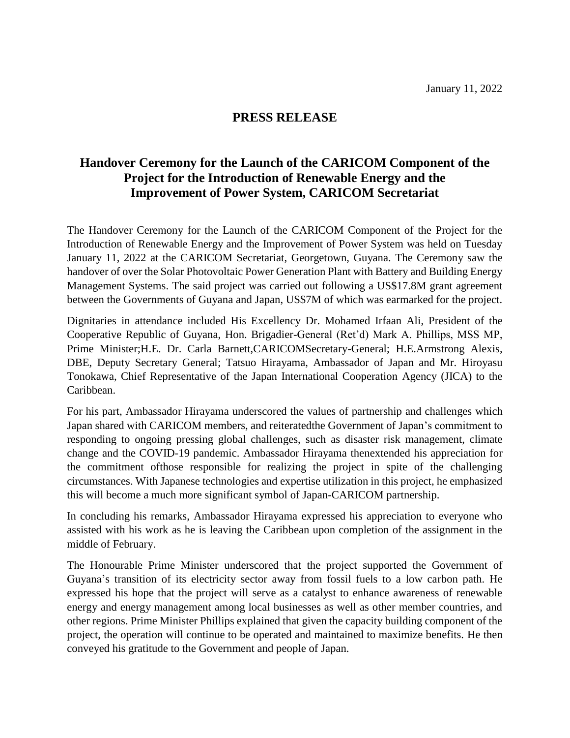January 11, 2022

# PRESS RELEASE

## Handover Ceremony for the Launch of the CARICOM Component of the Project for the Introduction of Renewable Energy and the Improvement of Power System, CARICOM Secretariat

The Handover Ceremony for the Launch of the CARICOM Component of the Project for the Introduction of Renewable Energy and the Improvement of Power System was held on Tuesday January 11, 2022 at the CARICOM Secretariat, Georgetown, Guyana. The Ceremony saw the handover of over the Solar Photovoltaic Power Generation Plant with Battery and Building Energy Management Systems. The said project was carried out following a US$17.8M grant agreement between the Governments of Guyana and Japan, US$7M of which was earmarked for the project.

Dignitaries in attendance included His Excellency Dr. Mohamed Irfaan Ali, President of the Cooperative Republic of Guyana, Hon. Brigadier-General (Ret'd) Mark A. Phillips, MSS MP, Prime Minister;H.E. Dr. Carla Barnett,CARICOMSecretary-General; H.E.Armstrong Alexis, DBE, Deputy Secretary General; Tatsuo Hirayama, Ambassador of Japan and Mr. Hiroyasu Tonokawa, Chief Representative of the Japan International Cooperation Agency (JICA) to the Caribbean.

For his part, Ambassador Hirayama underscored the values of partnership and challenges which Japan shared with CARICOM members, and reiteratedthe Government of Japan's commitment to responding to ongoing pressing global challenges, such as disaster risk management, climate change and the COVID-19 pandemic. Ambassador Hirayama thenextended his appreciation for the commitment ofthose responsible for realizing the project in spite of the challenging circumstances. With Japanese technologies and expertise utilization in this project, he emphasized this will become a much more significant symbol of Japan-CARICOM partnership.

In concluding his remarks, Ambassador Hirayama expressed his appreciation to everyone who assisted with his work as he is leaving the Caribbean upon completion of the assignment in the middle of February.

The Honourable Prime Minister underscored that the project supported the Government of Guyana's transition of its electricity sector away from fossil fuels to a low carbon path. He expressed his hope that the project will serve as a catalyst to enhance awareness of renewable energy and energy management among local businesses as well as other member countries, and other regions. Prime Minister Phillips explained that given the capacity building component of the project, the operation will continue to be operated and maintained to maximize benefits. He then conveyed his gratitude to the Government and people of Japan.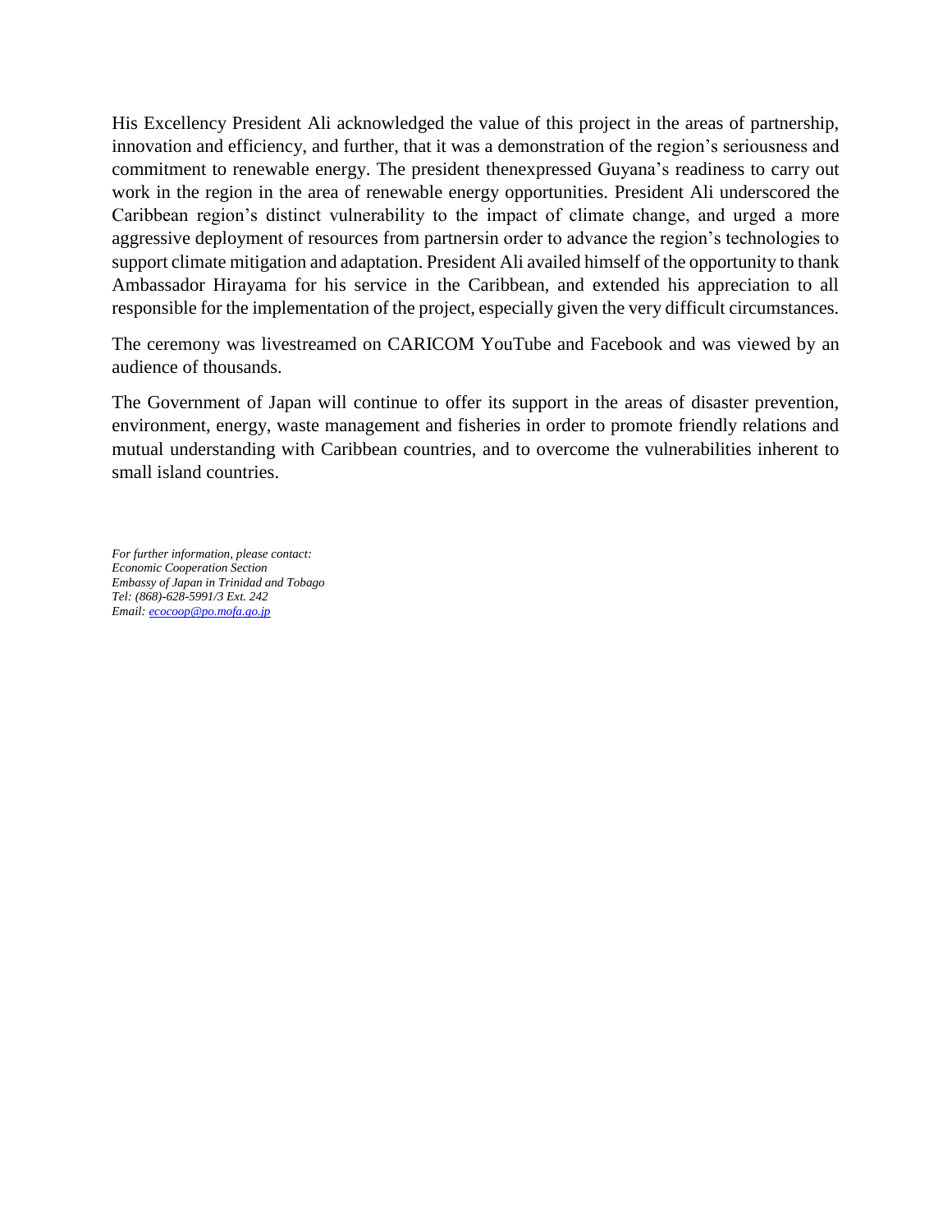His Excellency President Ali acknowledged the value of this project in the areas of partnership, innovation and efficiency, and further, that it was a demonstration of the region's seriousness and commitment to renewable energy. The president thenexpressed Guyana's readiness to carry out work in the region in the area of renewable energy opportunities. President Ali underscored the Caribbean region's distinct vulnerability to the impact of climate change, and urged a more aggressive deployment of resources from partnersin order to advance the region's technologies to support climate mitigation and adaptation. President Ali availed himself of the opportunity to thank Ambassador Hirayama for his service in the Caribbean, and extended his appreciation to all responsible for the implementation of the project, especially given the very difficult circumstances.

The ceremony was livestreamed on CARICOM YouTube and Facebook and was viewed by an audience of thousands.

The Government of Japan will continue to offer its support in the areas of disaster prevention, environment, energy, waste management and fisheries in order to promote friendly relations and mutual understanding with Caribbean countries, and to overcome the vulnerabilities inherent to small island countries.

*For further information, please contact:*
*Economic Cooperation Section*
*Embassy of Japan in Trinidad and Tobago*
*Tel: (868)-628-5991/3 Ext. 242*
*Email: ecocoop@po.mofa.go.jp*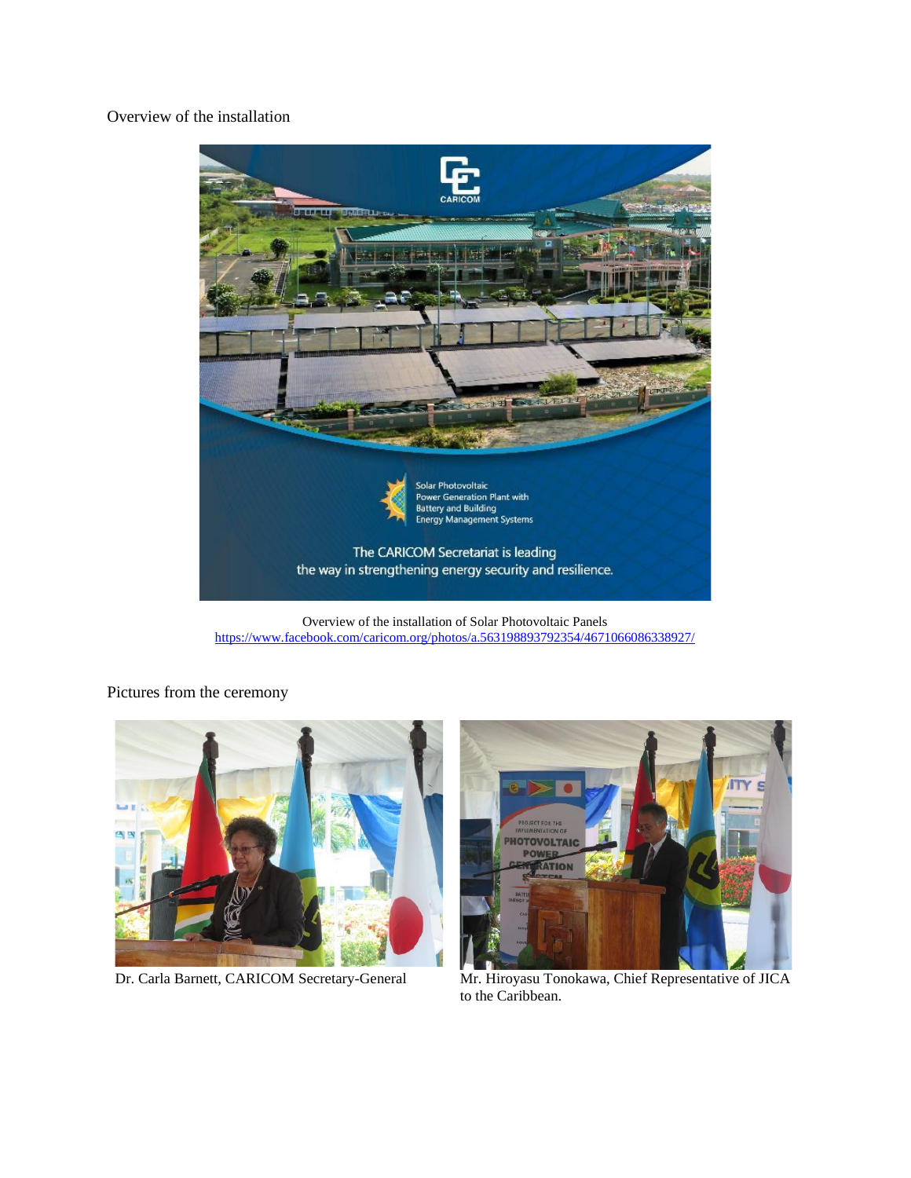Overview of the installation

Overview of the installation of Solar Photovoltaic Panels
https://www.facebook.com/caricom.org/photos/a.563198893792354/4671066086338927/

Pictures from the ceremony

Dr. Carla Barnett, CARICOM Secretary-General

Mr. Hiroyasu Tonokawa, Chief Representative of JICA to the Caribbean.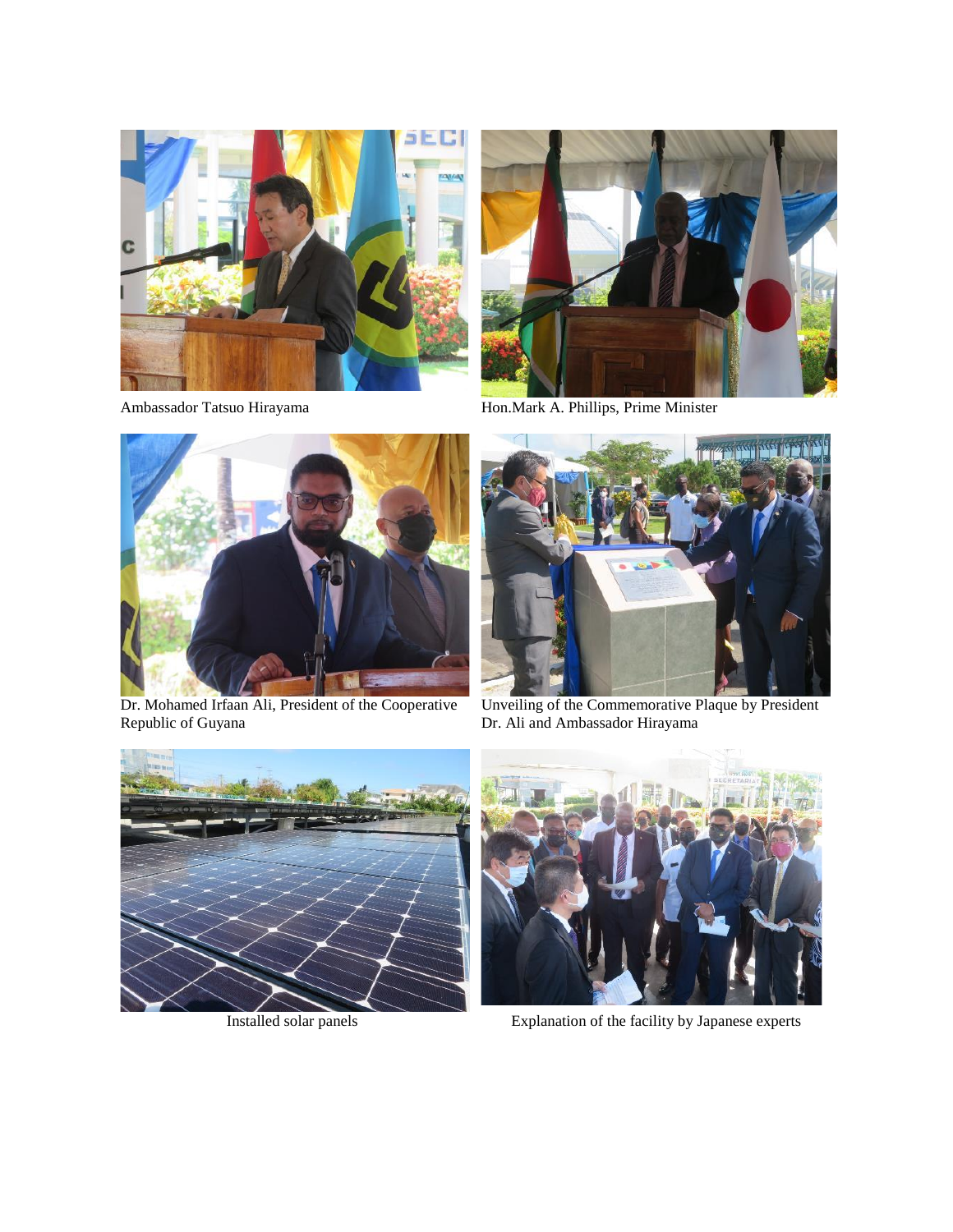Ambassador Tatsuo Hirayama

Hon.Mark A. Phillips, Prime Minister

Dr. Mohamed Irfaan Ali, President of the Cooperative Republic of Guyana

Unveiling of the Commemorative Plaque by President Dr. Ali and Ambassador Hirayama

Installed solar panels

Explanation of the facility by Japanese experts